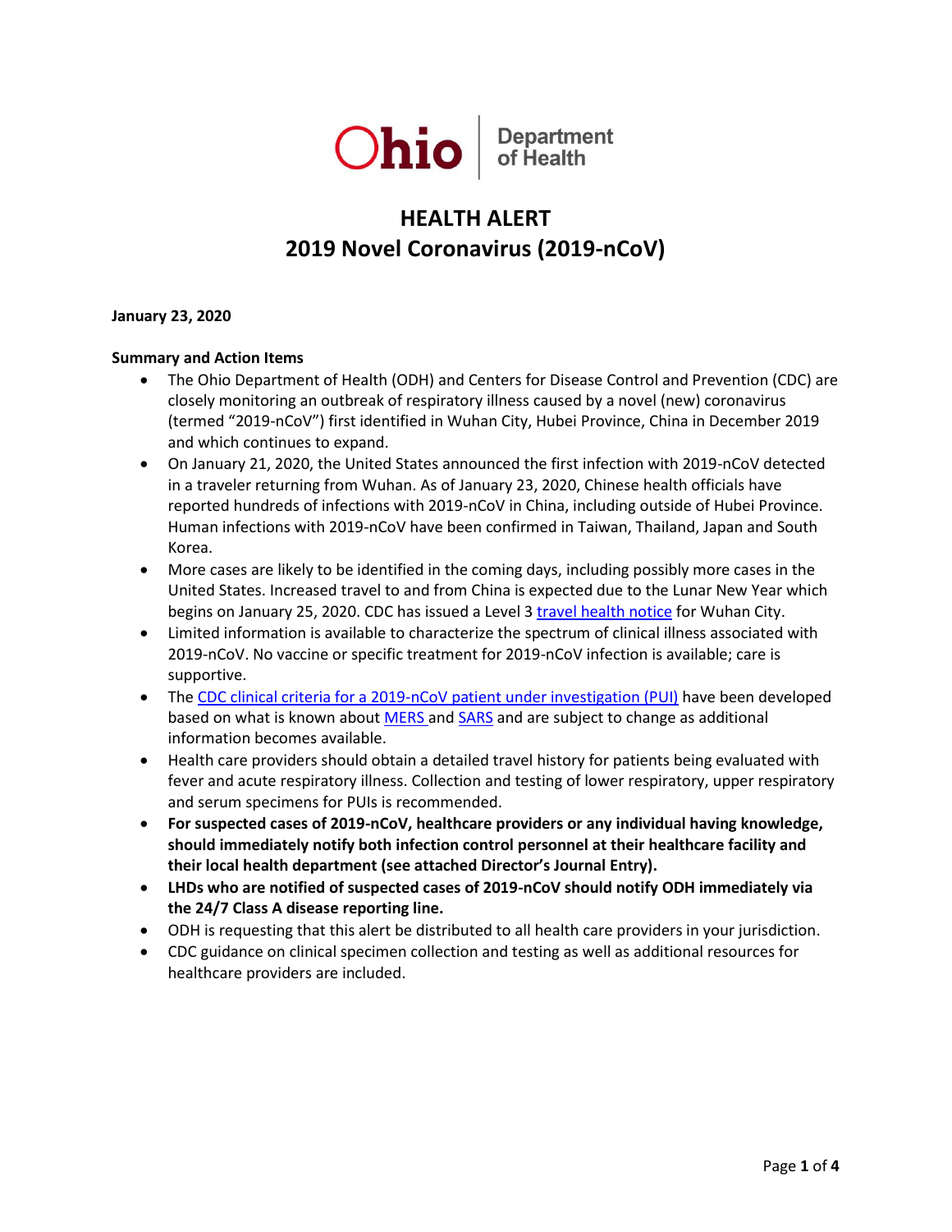Ohio Department of Health

# HEALTH ALERT
# 2019 Novel Coronavirus (2019-nCoV)

**January 23, 2020**

**Summary and Action Items**

- The Ohio Department of Health (ODH) and Centers for Disease Control and Prevention (CDC) are closely monitoring an outbreak of respiratory illness caused by a novel (new) coronavirus (termed "2019-nCoV") first identified in Wuhan City, Hubei Province, China in December 2019 and which continues to expand.
- On January 21, 2020, the United States announced the first infection with 2019-nCoV detected in a traveler returning from Wuhan. As of January 23, 2020, Chinese health officials have reported hundreds of infections with 2019-nCoV in China, including outside of Hubei Province. Human infections with 2019-nCoV have been confirmed in Taiwan, Thailand, Japan and South Korea.
- More cases are likely to be identified in the coming days, including possibly more cases in the United States. Increased travel to and from China is expected due to the Lunar New Year which begins on January 25, 2020. CDC has issued a Level 3 travel health notice for Wuhan City.
- Limited information is available to characterize the spectrum of clinical illness associated with 2019-nCoV. No vaccine or specific treatment for 2019-nCoV infection is available; care is supportive.
- The CDC clinical criteria for a 2019-nCoV patient under investigation (PUI) have been developed based on what is known about MERS and SARS and are subject to change as additional information becomes available.
- Health care providers should obtain a detailed travel history for patients being evaluated with fever and acute respiratory illness. Collection and testing of lower respiratory, upper respiratory and serum specimens for PUIs is recommended.
- **For suspected cases of 2019-nCoV, healthcare providers or any individual having knowledge, should immediately notify both infection control personnel at their healthcare facility and their local health department (see attached Director's Journal Entry).**
- **LHDs who are notified of suspected cases of 2019-nCoV should notify ODH immediately via the 24/7 Class A disease reporting line.**
- ODH is requesting that this alert be distributed to all health care providers in your jurisdiction.
- CDC guidance on clinical specimen collection and testing as well as additional resources for healthcare providers are included.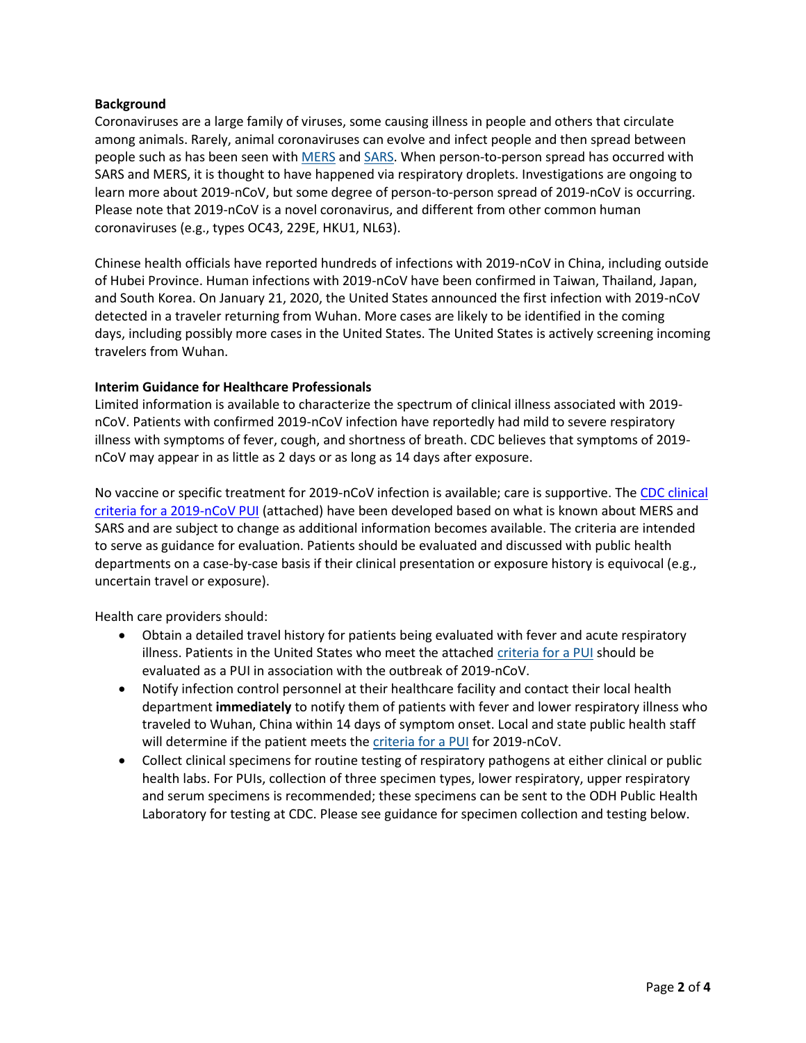**Background**

Coronaviruses are a large family of viruses, some causing illness in people and others that circulate among animals. Rarely, animal coronaviruses can evolve and infect people and then spread between people such as has been seen with MERS and SARS. When person-to-person spread has occurred with SARS and MERS, it is thought to have happened via respiratory droplets. Investigations are ongoing to learn more about 2019-nCoV, but some degree of person-to-person spread of 2019-nCoV is occurring. Please note that 2019-nCoV is a novel coronavirus, and different from other common human coronaviruses (e.g., types OC43, 229E, HKU1, NL63).

Chinese health officials have reported hundreds of infections with 2019-nCoV in China, including outside of Hubei Province. Human infections with 2019-nCoV have been confirmed in Taiwan, Thailand, Japan, and South Korea. On January 21, 2020, the United States announced the first infection with 2019-nCoV detected in a traveler returning from Wuhan. More cases are likely to be identified in the coming days, including possibly more cases in the United States. The United States is actively screening incoming travelers from Wuhan.

**Interim Guidance for Healthcare Professionals**

Limited information is available to characterize the spectrum of clinical illness associated with 2019-nCoV. Patients with confirmed 2019-nCoV infection have reportedly had mild to severe respiratory illness with symptoms of fever, cough, and shortness of breath. CDC believes that symptoms of 2019-nCoV may appear in as little as 2 days or as long as 14 days after exposure.

No vaccine or specific treatment for 2019-nCoV infection is available; care is supportive. The CDC clinical criteria for a 2019-nCoV PUI (attached) have been developed based on what is known about MERS and SARS and are subject to change as additional information becomes available. The criteria are intended to serve as guidance for evaluation. Patients should be evaluated and discussed with public health departments on a case-by-case basis if their clinical presentation or exposure history is equivocal (e.g., uncertain travel or exposure).

Health care providers should:

- Obtain a detailed travel history for patients being evaluated with fever and acute respiratory illness. Patients in the United States who meet the attached criteria for a PUI should be evaluated as a PUI in association with the outbreak of 2019-nCoV.
- Notify infection control personnel at their healthcare facility and contact their local health department **immediately** to notify them of patients with fever and lower respiratory illness who traveled to Wuhan, China within 14 days of symptom onset. Local and state public health staff will determine if the patient meets the criteria for a PUI for 2019-nCoV.
- Collect clinical specimens for routine testing of respiratory pathogens at either clinical or public health labs. For PUIs, collection of three specimen types, lower respiratory, upper respiratory and serum specimens is recommended; these specimens can be sent to the ODH Public Health Laboratory for testing at CDC. Please see guidance for specimen collection and testing below.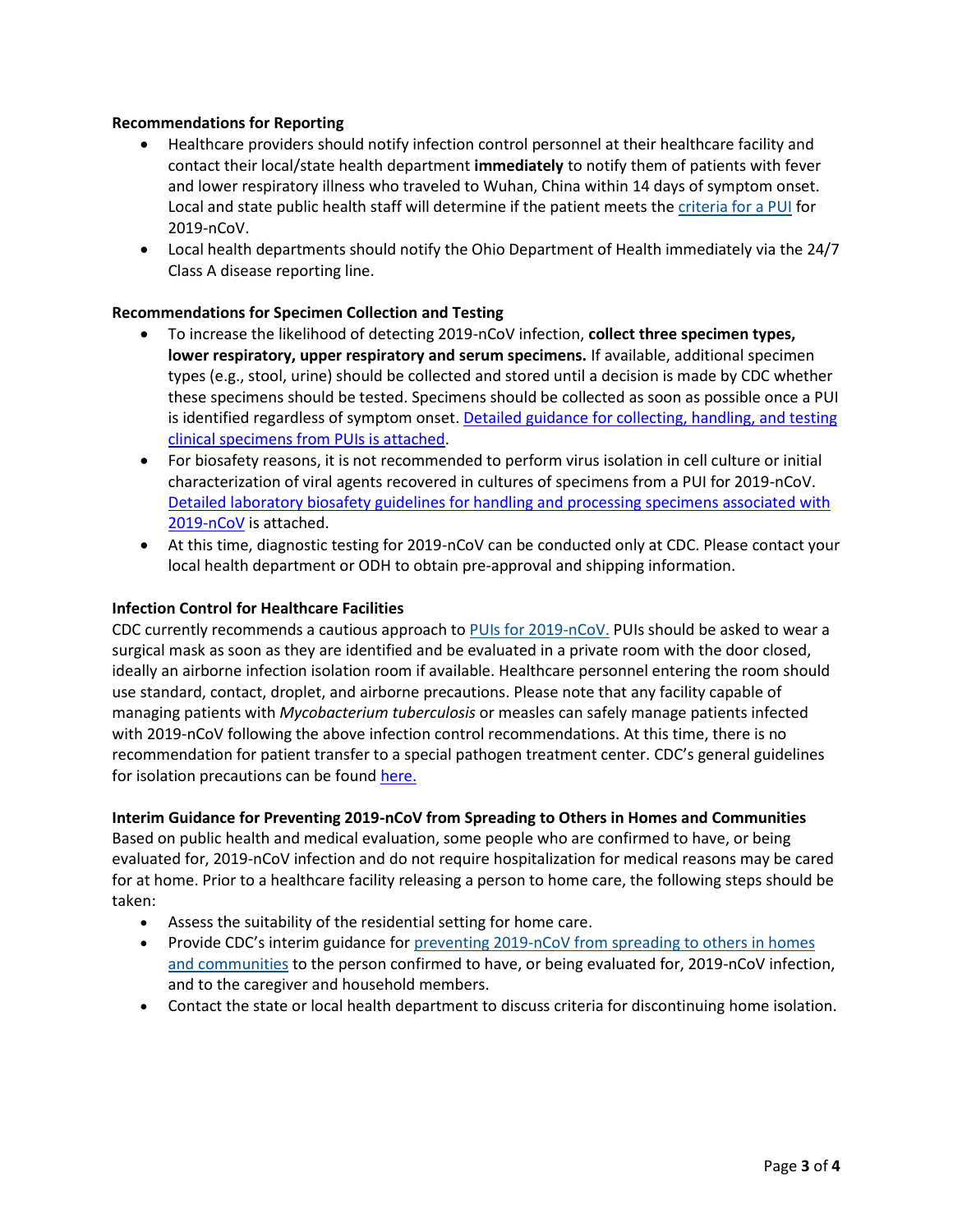**Recommendations for Reporting**

- Healthcare providers should notify infection control personnel at their healthcare facility and contact their local/state health department **immediately** to notify them of patients with fever and lower respiratory illness who traveled to Wuhan, China within 14 days of symptom onset. Local and state public health staff will determine if the patient meets the criteria for a PUI for 2019-nCoV.
- Local health departments should notify the Ohio Department of Health immediately via the 24/7 Class A disease reporting line.

**Recommendations for Specimen Collection and Testing**

- To increase the likelihood of detecting 2019-nCoV infection, **collect three specimen types, lower respiratory, upper respiratory and serum specimens.** If available, additional specimen types (e.g., stool, urine) should be collected and stored until a decision is made by CDC whether these specimens should be tested. Specimens should be collected as soon as possible once a PUI is identified regardless of symptom onset. Detailed guidance for collecting, handling, and testing clinical specimens from PUIs is attached.
- For biosafety reasons, it is not recommended to perform virus isolation in cell culture or initial characterization of viral agents recovered in cultures of specimens from a PUI for 2019-nCoV. Detailed laboratory biosafety guidelines for handling and processing specimens associated with 2019-nCoV is attached.
- At this time, diagnostic testing for 2019-nCoV can be conducted only at CDC. Please contact your local health department or ODH to obtain pre-approval and shipping information.

**Infection Control for Healthcare Facilities**

CDC currently recommends a cautious approach to PUIs for 2019-nCoV. PUIs should be asked to wear a surgical mask as soon as they are identified and be evaluated in a private room with the door closed, ideally an airborne infection isolation room if available. Healthcare personnel entering the room should use standard, contact, droplet, and airborne precautions. Please note that any facility capable of managing patients with *Mycobacterium tuberculosis* or measles can safely manage patients infected with 2019-nCoV following the above infection control recommendations. At this time, there is no recommendation for patient transfer to a special pathogen treatment center. CDC's general guidelines for isolation precautions can be found here.

**Interim Guidance for Preventing 2019-nCoV from Spreading to Others in Homes and Communities**

Based on public health and medical evaluation, some people who are confirmed to have, or being evaluated for, 2019-nCoV infection and do not require hospitalization for medical reasons may be cared for at home. Prior to a healthcare facility releasing a person to home care, the following steps should be taken:

- Assess the suitability of the residential setting for home care.
- Provide CDC's interim guidance for preventing 2019-nCoV from spreading to others in homes and communities to the person confirmed to have, or being evaluated for, 2019-nCoV infection, and to the caregiver and household members.
- Contact the state or local health department to discuss criteria for discontinuing home isolation.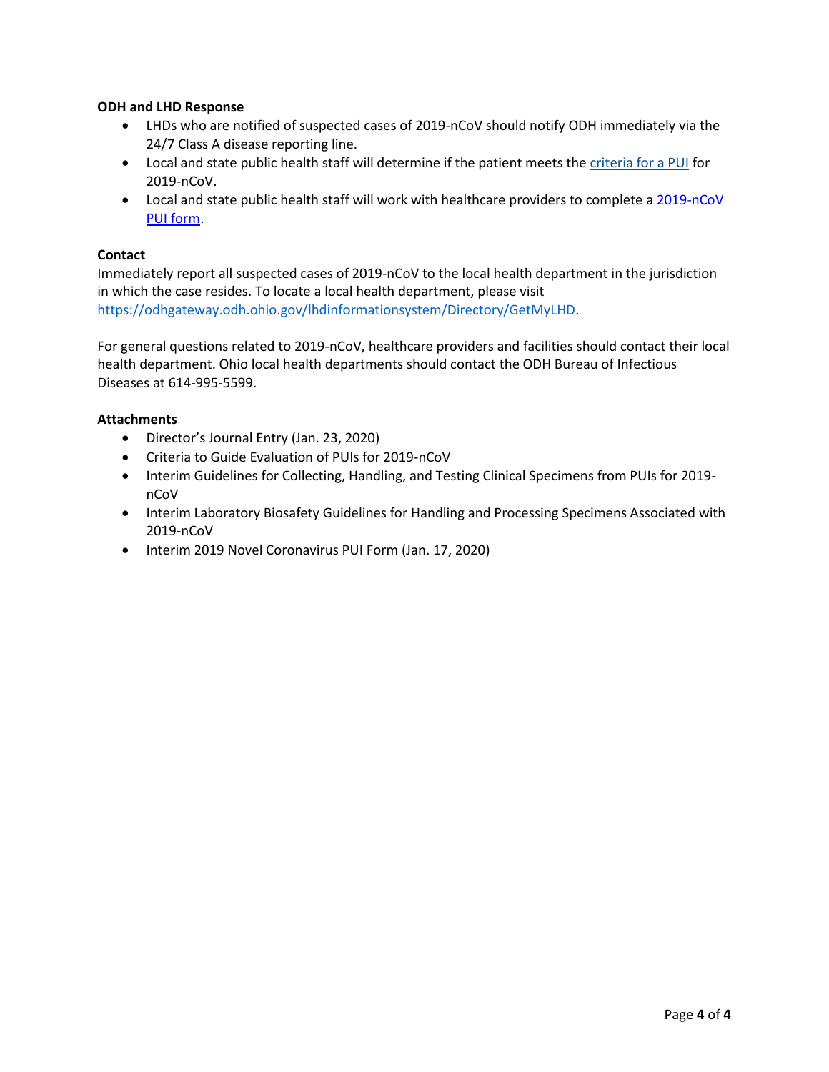**ODH and LHD Response**

- LHDs who are notified of suspected cases of 2019-nCoV should notify ODH immediately via the 24/7 Class A disease reporting line.
- Local and state public health staff will determine if the patient meets the criteria for a PUI for 2019-nCoV.
- Local and state public health staff will work with healthcare providers to complete a 2019-nCoV PUI form.

**Contact**

Immediately report all suspected cases of 2019-nCoV to the local health department in the jurisdiction in which the case resides. To locate a local health department, please visit https://odhgateway.odh.ohio.gov/lhdinformationsystem/Directory/GetMyLHD.

For general questions related to 2019-nCoV, healthcare providers and facilities should contact their local health department. Ohio local health departments should contact the ODH Bureau of Infectious Diseases at 614-995-5599.

**Attachments**

- Director's Journal Entry (Jan. 23, 2020)
- Criteria to Guide Evaluation of PUIs for 2019-nCoV
- Interim Guidelines for Collecting, Handling, and Testing Clinical Specimens from PUIs for 2019-nCoV
- Interim Laboratory Biosafety Guidelines for Handling and Processing Specimens Associated with 2019-nCoV
- Interim 2019 Novel Coronavirus PUI Form (Jan. 17, 2020)